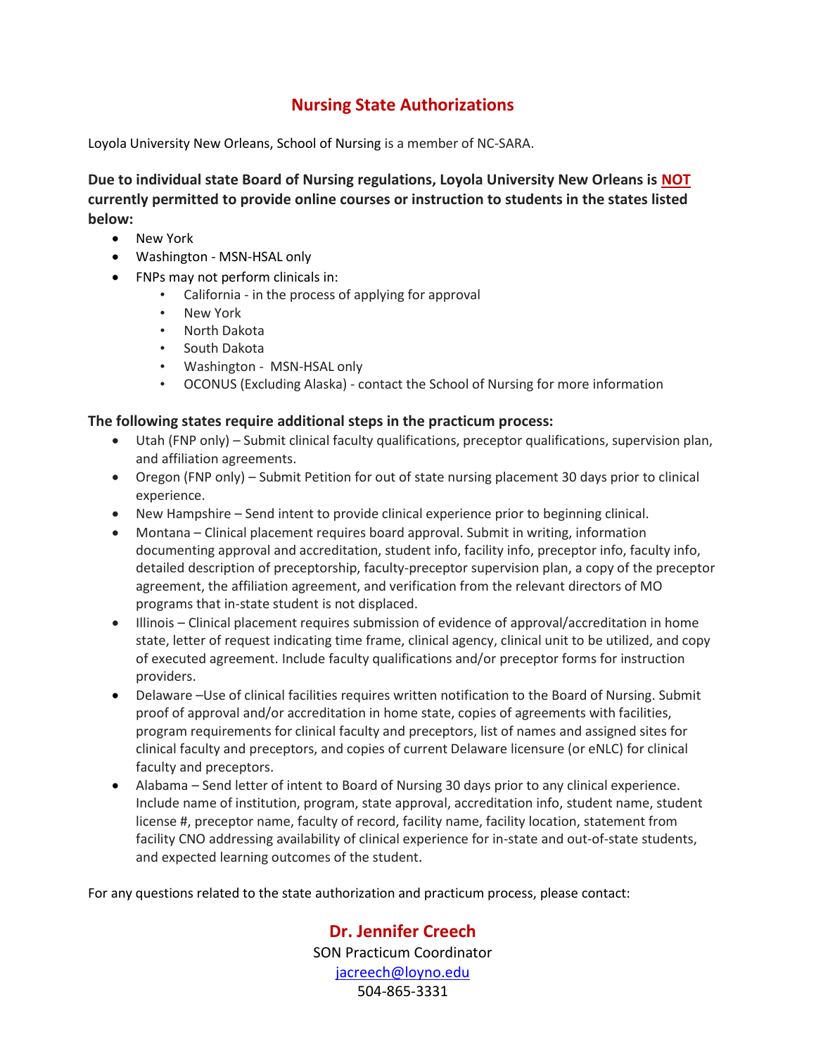# Nursing State Authorizations

Loyola University New Orleans, School of Nursing is a member of NC-SARA.

**Due to individual state Board of Nursing regulations, Loyola University New Orleans is NOT currently permitted to provide online courses or instruction to students in the states listed below:**

- New York
- Washington - MSN-HSAL only
- FNPs may not perform clinicals in:
  - California - in the process of applying for approval
  - New York
  - North Dakota
  - South Dakota
  - Washington - MSN-HSAL only
  - OCONUS (Excluding Alaska) - contact the School of Nursing for more information

**The following states require additional steps in the practicum process:**

- Utah (FNP only) – Submit clinical faculty qualifications, preceptor qualifications, supervision plan, and affiliation agreements.
- Oregon (FNP only) – Submit Petition for out of state nursing placement 30 days prior to clinical experience.
- New Hampshire – Send intent to provide clinical experience prior to beginning clinical.
- Montana – Clinical placement requires board approval. Submit in writing, information documenting approval and accreditation, student info, facility info, preceptor info, faculty info, detailed description of preceptorship, faculty-preceptor supervision plan, a copy of the preceptor agreement, the affiliation agreement, and verification from the relevant directors of MO programs that in-state student is not displaced.
- Illinois – Clinical placement requires submission of evidence of approval/accreditation in home state, letter of request indicating time frame, clinical agency, clinical unit to be utilized, and copy of executed agreement. Include faculty qualifications and/or preceptor forms for instruction providers.
- Delaware –Use of clinical facilities requires written notification to the Board of Nursing. Submit proof of approval and/or accreditation in home state, copies of agreements with facilities, program requirements for clinical faculty and preceptors, list of names and assigned sites for clinical faculty and preceptors, and copies of current Delaware licensure (or eNLC) for clinical faculty and preceptors.
- Alabama – Send letter of intent to Board of Nursing 30 days prior to any clinical experience. Include name of institution, program, state approval, accreditation info, student name, student license #, preceptor name, faculty of record, facility name, facility location, statement from facility CNO addressing availability of clinical experience for in-state and out-of-state students, and expected learning outcomes of the student.

For any questions related to the state authorization and practicum process, please contact:

**Dr. Jennifer Creech**
SON Practicum Coordinator
jacreech@loyno.edu
504-865-3331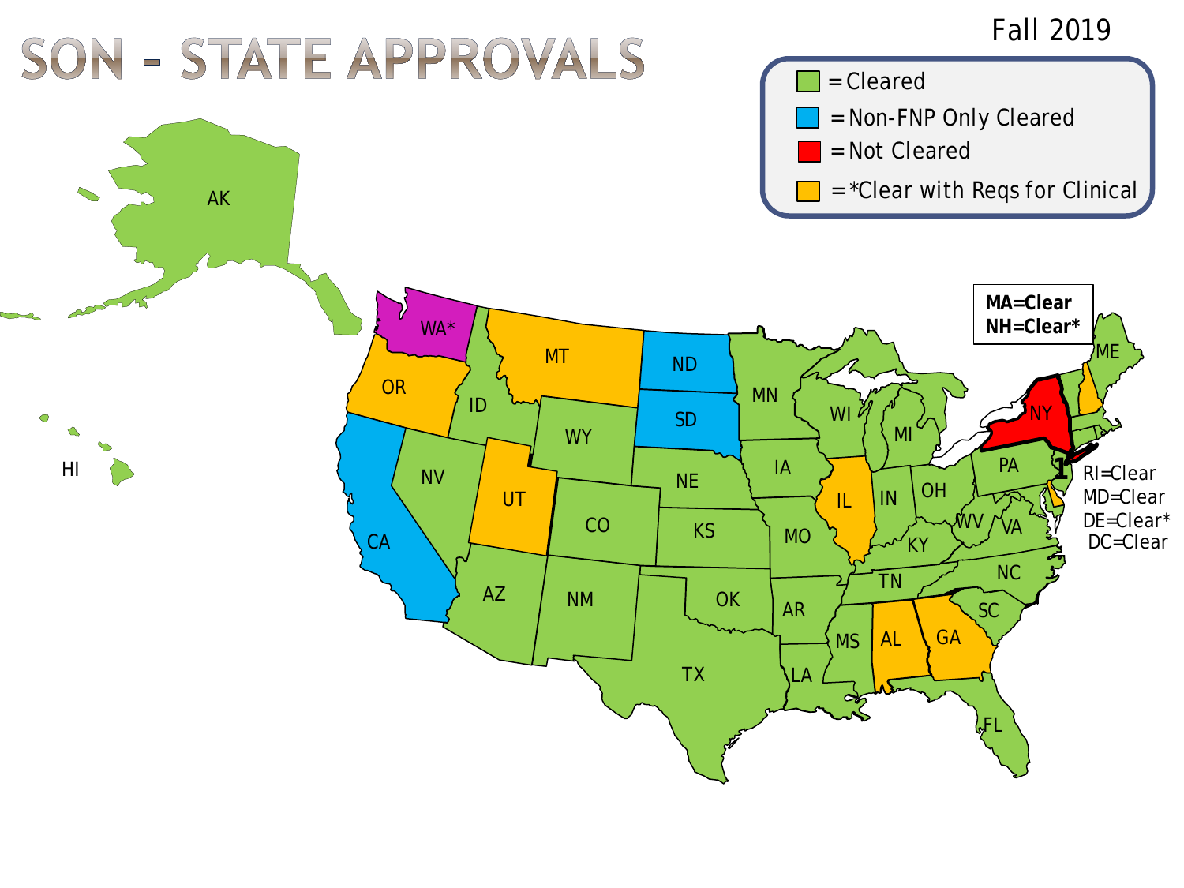# SON - STATE APPROVALS

Fall 2019

= Cleared

= Non-FNP Only Cleared

= Not Cleared

= *Clear with Reqs for Clinical

MA=Clear
NH=Clear*

RI=Clear
MD=Clear
DE=Clear*
DC=Clear

AK
HI
WA*
OR
CA
MT
ID
NV
UT
AZ
WY
CO
NM
ND
SD
NE
KS
OK
TX
MN
IA
MO
AR
LA
WI
IL
MS
MI
IN
KY
TN
AL
OH
WV
GA
FL
PA
VA
NC
SC
NY
ME